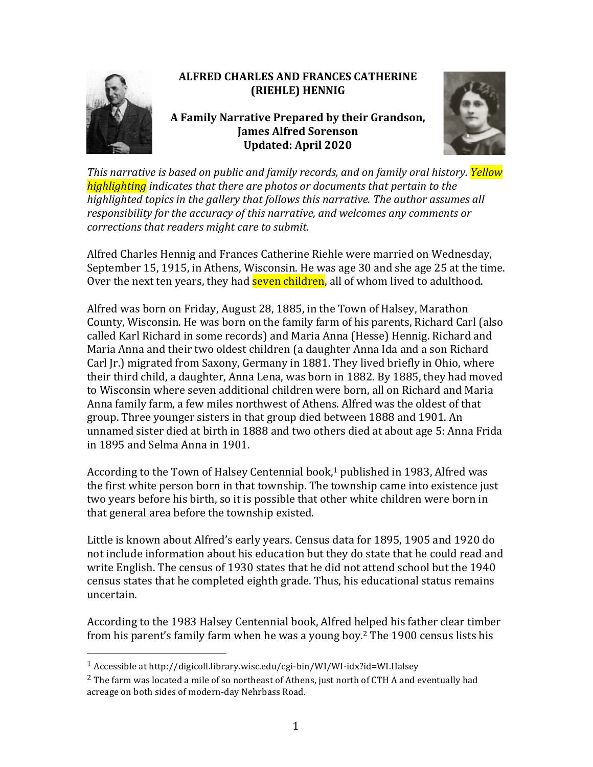# ALFRED CHARLES AND FRANCES CATHERINE (RIEHLE) HENNIG

**A Family Narrative Prepared by their Grandson, James Alfred Sorenson**
**Updated: April 2020**

*This narrative is based on public and family records, and on family oral history. Yellow highlighting indicates that there are photos or documents that pertain to the highlighted topics in the gallery that follows this narrative. The author assumes all responsibility for the accuracy of this narrative, and welcomes any comments or corrections that readers might care to submit.*

Alfred Charles Hennig and Frances Catherine Riehle were married on Wednesday, September 15, 1915, in Athens, Wisconsin. He was age 30 and she age 25 at the time. Over the next ten years, they had seven children, all of whom lived to adulthood.

Alfred was born on Friday, August 28, 1885, in the Town of Halsey, Marathon County, Wisconsin. He was born on the family farm of his parents, Richard Carl (also called Karl Richard in some records) and Maria Anna (Hesse) Hennig. Richard and Maria Anna and their two oldest children (a daughter Anna Ida and a son Richard Carl Jr.) migrated from Saxony, Germany in 1881. They lived briefly in Ohio, where their third child, a daughter, Anna Lena, was born in 1882. By 1885, they had moved to Wisconsin where seven additional children were born, all on Richard and Maria Anna family farm, a few miles northwest of Athens. Alfred was the oldest of that group. Three younger sisters in that group died between 1888 and 1901. An unnamed sister died at birth in 1888 and two others died at about age 5: Anna Frida in 1895 and Selma Anna in 1901.

According to the Town of Halsey Centennial book,[1] published in 1983, Alfred was the first white person born in that township. The township came into existence just two years before his birth, so it is possible that other white children were born in that general area before the township existed.

Little is known about Alfred's early years. Census data for 1895, 1905 and 1920 do not include information about his education but they do state that he could read and write English. The census of 1930 states that he did not attend school but the 1940 census states that he completed eighth grade. Thus, his educational status remains uncertain.

According to the 1983 Halsey Centennial book, Alfred helped his father clear timber from his parent's family farm when he was a young boy.[2] The 1900 census lists his

---

[1] Accessible at http://digicoll.library.wisc.edu/cgi-bin/WI/WI-idx?id=WI.Halsey

[2] The farm was located a mile of so northeast of Athens, just north of CTH A and eventually had acreage on both sides of modern-day Nehrbass Road.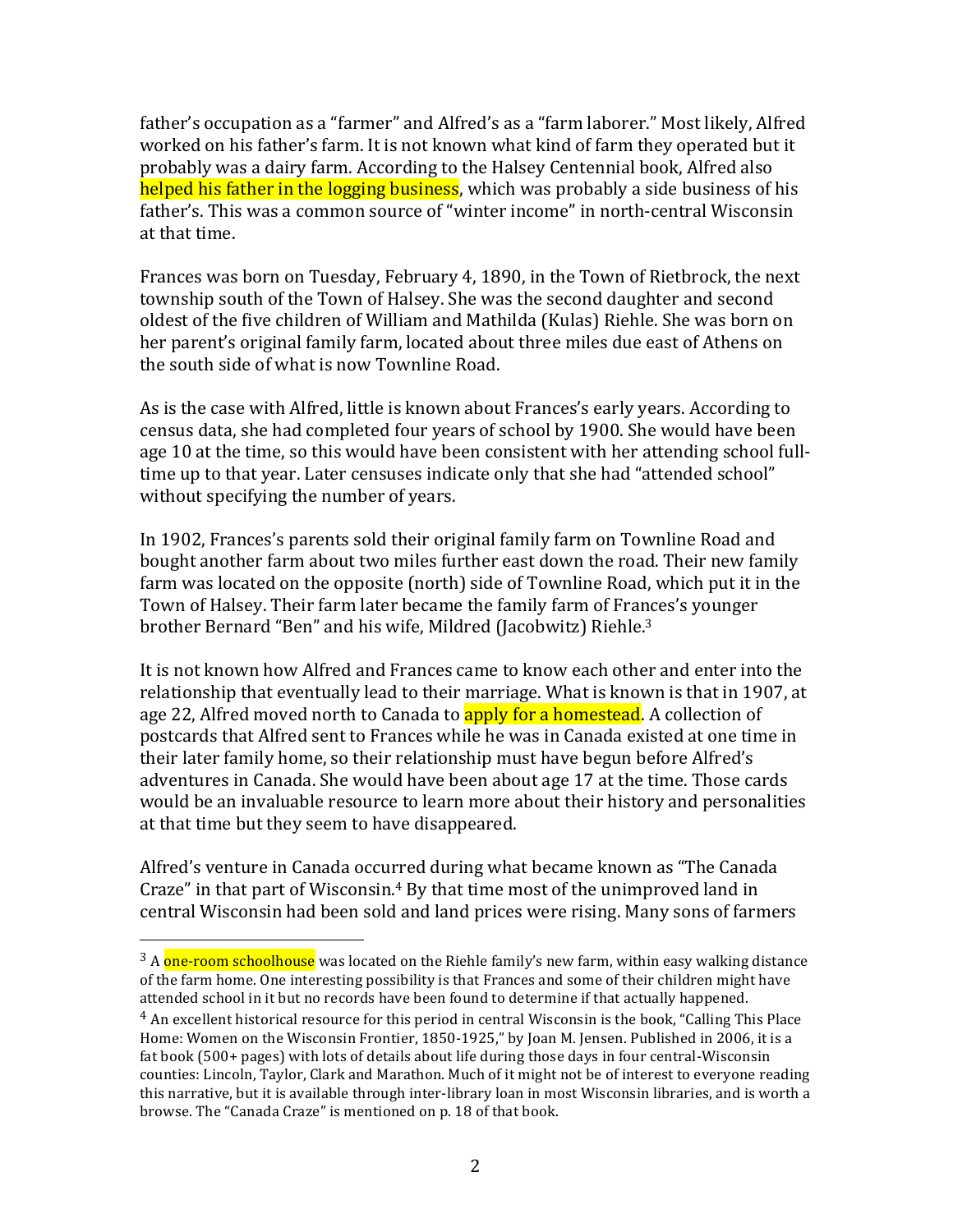father's occupation as a "farmer" and Alfred's as a "farm laborer." Most likely, Alfred worked on his father's farm. It is not known what kind of farm they operated but it probably was a dairy farm. According to the Halsey Centennial book, Alfred also helped his father in the logging business, which was probably a side business of his father's. This was a common source of "winter income" in north-central Wisconsin at that time.

Frances was born on Tuesday, February 4, 1890, in the Town of Rietbrock, the next township south of the Town of Halsey. She was the second daughter and second oldest of the five children of William and Mathilda (Kulas) Riehle. She was born on her parent's original family farm, located about three miles due east of Athens on the south side of what is now Townline Road.

As is the case with Alfred, little is known about Frances's early years. According to census data, she had completed four years of school by 1900. She would have been age 10 at the time, so this would have been consistent with her attending school full-time up to that year. Later censuses indicate only that she had "attended school" without specifying the number of years.

In 1902, Frances's parents sold their original family farm on Townline Road and bought another farm about two miles further east down the road. Their new family farm was located on the opposite (north) side of Townline Road, which put it in the Town of Halsey. Their farm later became the family farm of Frances's younger brother Bernard "Ben" and his wife, Mildred (Jacobwitz) Riehle.[3]

It is not known how Alfred and Frances came to know each other and enter into the relationship that eventually lead to their marriage. What is known is that in 1907, at age 22, Alfred moved north to Canada to apply for a homestead. A collection of postcards that Alfred sent to Frances while he was in Canada existed at one time in their later family home, so their relationship must have begun before Alfred's adventures in Canada. She would have been about age 17 at the time. Those cards would be an invaluable resource to learn more about their history and personalities at that time but they seem to have disappeared.

Alfred's venture in Canada occurred during what became known as "The Canada Craze" in that part of Wisconsin.[4] By that time most of the unimproved land in central Wisconsin had been sold and land prices were rising. Many sons of farmers

---

[3] A one-room schoolhouse was located on the Riehle family's new farm, within easy walking distance of the farm home. One interesting possibility is that Frances and some of their children might have attended school in it but no records have been found to determine if that actually happened.

[4] An excellent historical resource for this period in central Wisconsin is the book, "Calling This Place Home: Women on the Wisconsin Frontier, 1850-1925," by Joan M. Jensen. Published in 2006, it is a fat book (500+ pages) with lots of details about life during those days in four central-Wisconsin counties: Lincoln, Taylor, Clark and Marathon. Much of it might not be of interest to everyone reading this narrative, but it is available through inter-library loan in most Wisconsin libraries, and is worth a browse. The "Canada Craze" is mentioned on p. 18 of that book.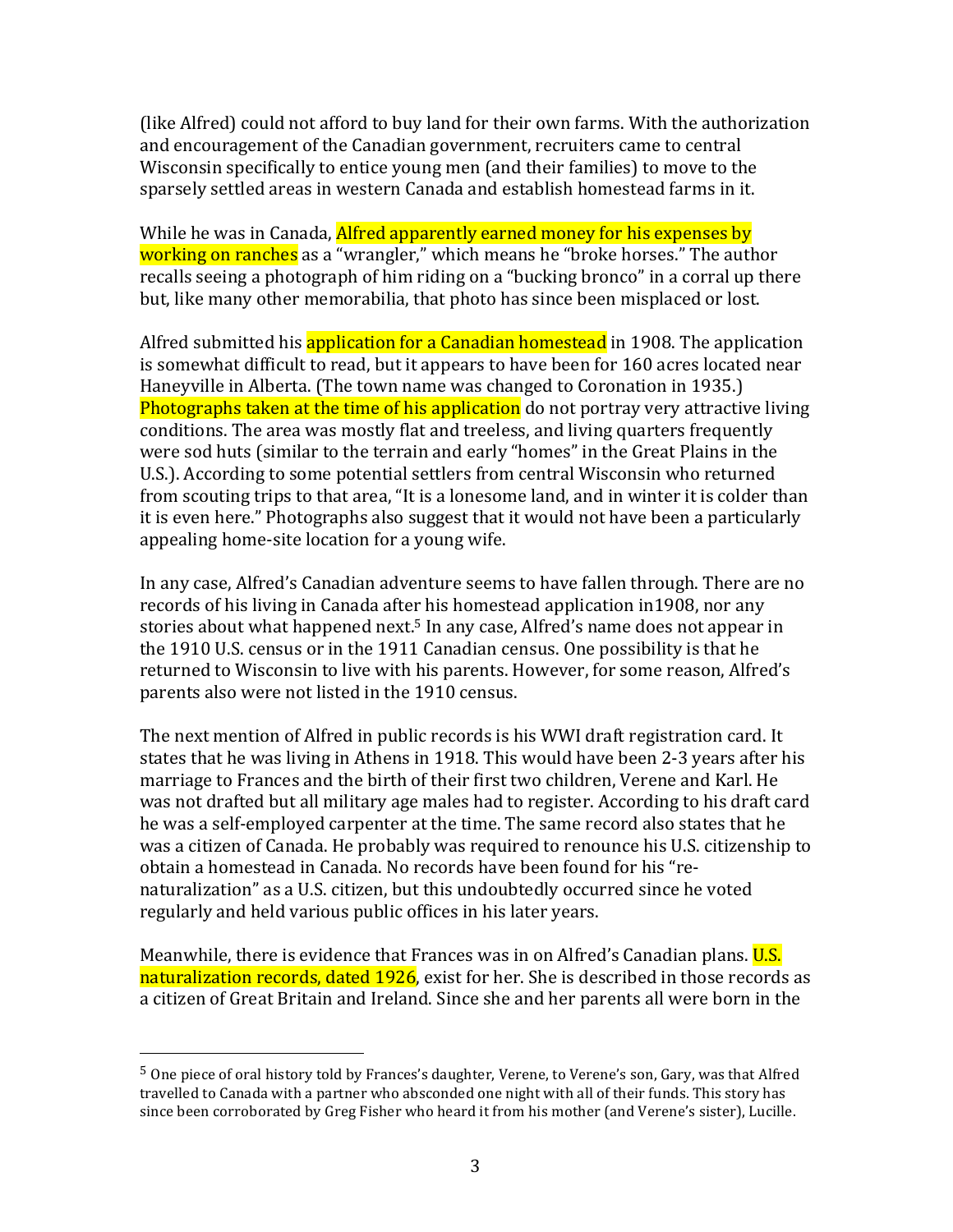(like Alfred) could not afford to buy land for their own farms. With the authorization and encouragement of the Canadian government, recruiters came to central Wisconsin specifically to entice young men (and their families) to move to the sparsely settled areas in western Canada and establish homestead farms in it.

While he was in Canada, Alfred apparently earned money for his expenses by working on ranches as a "wrangler," which means he "broke horses." The author recalls seeing a photograph of him riding on a "bucking bronco" in a corral up there but, like many other memorabilia, that photo has since been misplaced or lost.

Alfred submitted his application for a Canadian homestead in 1908. The application is somewhat difficult to read, but it appears to have been for 160 acres located near Haneyville in Alberta. (The town name was changed to Coronation in 1935.) Photographs taken at the time of his application do not portray very attractive living conditions. The area was mostly flat and treeless, and living quarters frequently were sod huts (similar to the terrain and early "homes" in the Great Plains in the U.S.). According to some potential settlers from central Wisconsin who returned from scouting trips to that area, "It is a lonesome land, and in winter it is colder than it is even here." Photographs also suggest that it would not have been a particularly appealing home-site location for a young wife.

In any case, Alfred's Canadian adventure seems to have fallen through. There are no records of his living in Canada after his homestead application in1908, nor any stories about what happened next.[5] In any case, Alfred's name does not appear in the 1910 U.S. census or in the 1911 Canadian census. One possibility is that he returned to Wisconsin to live with his parents. However, for some reason, Alfred's parents also were not listed in the 1910 census.

The next mention of Alfred in public records is his WWI draft registration card. It states that he was living in Athens in 1918. This would have been 2-3 years after his marriage to Frances and the birth of their first two children, Verene and Karl. He was not drafted but all military age males had to register. According to his draft card he was a self-employed carpenter at the time. The same record also states that he was a citizen of Canada. He probably was required to renounce his U.S. citizenship to obtain a homestead in Canada. No records have been found for his "re-naturalization" as a U.S. citizen, but this undoubtedly occurred since he voted regularly and held various public offices in his later years.

Meanwhile, there is evidence that Frances was in on Alfred's Canadian plans. U.S. naturalization records, dated 1926, exist for her. She is described in those records as a citizen of Great Britain and Ireland. Since she and her parents all were born in the

---

[5] One piece of oral history told by Frances's daughter, Verene, to Verene's son, Gary, was that Alfred travelled to Canada with a partner who absconded one night with all of their funds. This story has since been corroborated by Greg Fisher who heard it from his mother (and Verene's sister), Lucille.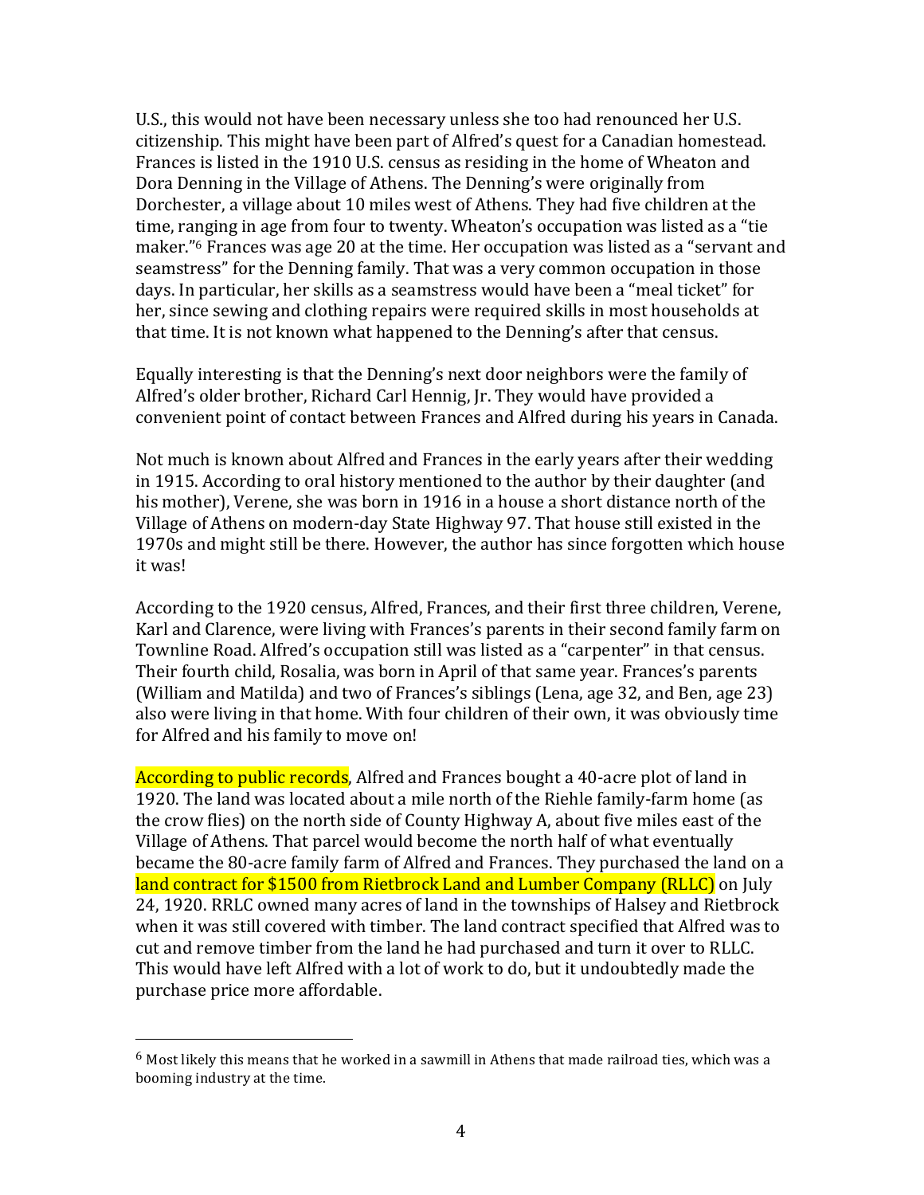U.S., this would not have been necessary unless she too had renounced her U.S. citizenship. This might have been part of Alfred's quest for a Canadian homestead. Frances is listed in the 1910 U.S. census as residing in the home of Wheaton and Dora Denning in the Village of Athens. The Denning's were originally from Dorchester, a village about 10 miles west of Athens. They had five children at the time, ranging in age from four to twenty. Wheaton's occupation was listed as a "tie maker."[6] Frances was age 20 at the time. Her occupation was listed as a "servant and seamstress" for the Denning family. That was a very common occupation in those days. In particular, her skills as a seamstress would have been a "meal ticket" for her, since sewing and clothing repairs were required skills in most households at that time. It is not known what happened to the Denning's after that census.

Equally interesting is that the Denning's next door neighbors were the family of Alfred's older brother, Richard Carl Hennig, Jr. They would have provided a convenient point of contact between Frances and Alfred during his years in Canada.

Not much is known about Alfred and Frances in the early years after their wedding in 1915. According to oral history mentioned to the author by their daughter (and his mother), Verene, she was born in 1916 in a house a short distance north of the Village of Athens on modern-day State Highway 97. That house still existed in the 1970s and might still be there. However, the author has since forgotten which house it was!

According to the 1920 census, Alfred, Frances, and their first three children, Verene, Karl and Clarence, were living with Frances's parents in their second family farm on Townline Road. Alfred's occupation still was listed as a "carpenter" in that census. Their fourth child, Rosalia, was born in April of that same year. Frances's parents (William and Matilda) and two of Frances's siblings (Lena, age 32, and Ben, age 23) also were living in that home. With four children of their own, it was obviously time for Alfred and his family to move on!

According to public records, Alfred and Frances bought a 40-acre plot of land in 1920. The land was located about a mile north of the Riehle family-farm home (as the crow flies) on the north side of County Highway A, about five miles east of the Village of Athens. That parcel would become the north half of what eventually became the 80-acre family farm of Alfred and Frances. They purchased the land on a land contract for $1500 from Rietbrock Land and Lumber Company (RLLC) on July 24, 1920. RRLC owned many acres of land in the townships of Halsey and Rietbrock when it was still covered with timber. The land contract specified that Alfred was to cut and remove timber from the land he had purchased and turn it over to RLLC. This would have left Alfred with a lot of work to do, but it undoubtedly made the purchase price more affordable.

---

[6] Most likely this means that he worked in a sawmill in Athens that made railroad ties, which was a booming industry at the time.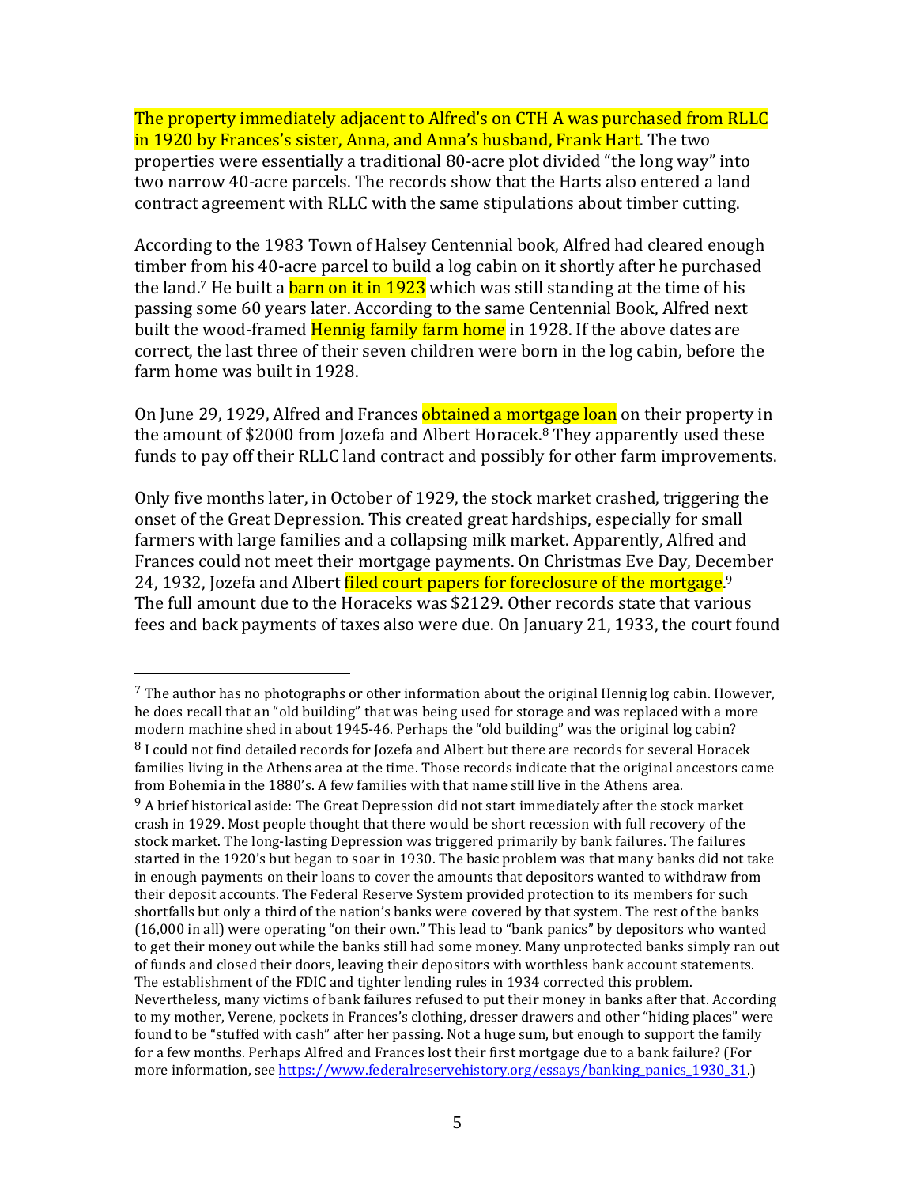The property immediately adjacent to Alfred's on CTH A was purchased from RLLC in 1920 by Frances's sister, Anna, and Anna's husband, Frank Hart. The two properties were essentially a traditional 80-acre plot divided "the long way" into two narrow 40-acre parcels. The records show that the Harts also entered a land contract agreement with RLLC with the same stipulations about timber cutting.

According to the 1983 Town of Halsey Centennial book, Alfred had cleared enough timber from his 40-acre parcel to build a log cabin on it shortly after he purchased the land.[7] He built a barn on it in 1923 which was still standing at the time of his passing some 60 years later. According to the same Centennial Book, Alfred next built the wood-framed Hennig family farm home in 1928. If the above dates are correct, the last three of their seven children were born in the log cabin, before the farm home was built in 1928.

On June 29, 1929, Alfred and Frances obtained a mortgage loan on their property in the amount of $2000 from Jozefa and Albert Horacek.[8] They apparently used these funds to pay off their RLLC land contract and possibly for other farm improvements.

Only five months later, in October of 1929, the stock market crashed, triggering the onset of the Great Depression. This created great hardships, especially for small farmers with large families and a collapsing milk market. Apparently, Alfred and Frances could not meet their mortgage payments. On Christmas Eve Day, December 24, 1932, Jozefa and Albert filed court papers for foreclosure of the mortgage.[9] The full amount due to the Horaceks was $2129. Other records state that various fees and back payments of taxes also were due. On January 21, 1933, the court found

---

[7] The author has no photographs or other information about the original Hennig log cabin. However, he does recall that an "old building" that was being used for storage and was replaced with a more modern machine shed in about 1945-46. Perhaps the "old building" was the original log cabin?

[8] I could not find detailed records for Jozefa and Albert but there are records for several Horacek families living in the Athens area at the time. Those records indicate that the original ancestors came from Bohemia in the 1880's. A few families with that name still live in the Athens area.

[9] A brief historical aside: The Great Depression did not start immediately after the stock market crash in 1929. Most people thought that there would be short recession with full recovery of the stock market. The long-lasting Depression was triggered primarily by bank failures. The failures started in the 1920's but began to soar in 1930. The basic problem was that many banks did not take in enough payments on their loans to cover the amounts that depositors wanted to withdraw from their deposit accounts. The Federal Reserve System provided protection to its members for such shortfalls but only a third of the nation's banks were covered by that system. The rest of the banks (16,000 in all) were operating "on their own." This lead to "bank panics" by depositors who wanted to get their money out while the banks still had some money. Many unprotected banks simply ran out of funds and closed their doors, leaving their depositors with worthless bank account statements. The establishment of the FDIC and tighter lending rules in 1934 corrected this problem. Nevertheless, many victims of bank failures refused to put their money in banks after that. According to my mother, Verene, pockets in Frances's clothing, dresser drawers and other "hiding places" were found to be "stuffed with cash" after her passing. Not a huge sum, but enough to support the family for a few months. Perhaps Alfred and Frances lost their first mortgage due to a bank failure? (For more information, see https://www.federalreservehistory.org/essays/banking_panics_1930_31.)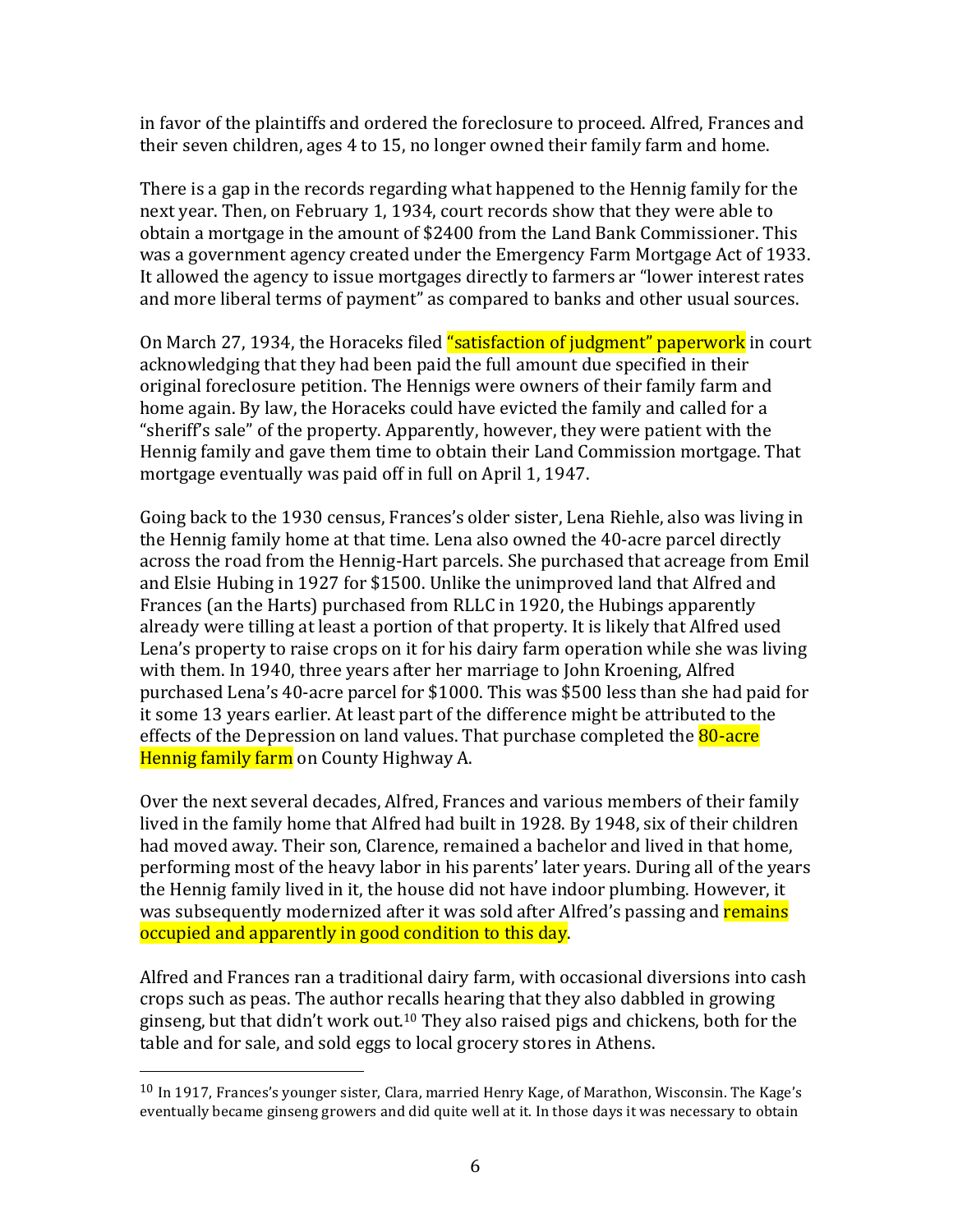in favor of the plaintiffs and ordered the foreclosure to proceed. Alfred, Frances and their seven children, ages 4 to 15, no longer owned their family farm and home.

There is a gap in the records regarding what happened to the Hennig family for the next year. Then, on February 1, 1934, court records show that they were able to obtain a mortgage in the amount of $2400 from the Land Bank Commissioner. This was a government agency created under the Emergency Farm Mortgage Act of 1933. It allowed the agency to issue mortgages directly to farmers ar "lower interest rates and more liberal terms of payment" as compared to banks and other usual sources.

On March 27, 1934, the Horaceks filed "satisfaction of judgment" paperwork in court acknowledging that they had been paid the full amount due specified in their original foreclosure petition. The Hennigs were owners of their family farm and home again. By law, the Horaceks could have evicted the family and called for a "sheriff's sale" of the property. Apparently, however, they were patient with the Hennig family and gave them time to obtain their Land Commission mortgage. That mortgage eventually was paid off in full on April 1, 1947.

Going back to the 1930 census, Frances's older sister, Lena Riehle, also was living in the Hennig family home at that time. Lena also owned the 40-acre parcel directly across the road from the Hennig-Hart parcels. She purchased that acreage from Emil and Elsie Hubing in 1927 for $1500. Unlike the unimproved land that Alfred and Frances (an the Harts) purchased from RLLC in 1920, the Hubings apparently already were tilling at least a portion of that property. It is likely that Alfred used Lena's property to raise crops on it for his dairy farm operation while she was living with them. In 1940, three years after her marriage to John Kroening, Alfred purchased Lena's 40-acre parcel for $1000. This was $500 less than she had paid for it some 13 years earlier. At least part of the difference might be attributed to the effects of the Depression on land values. That purchase completed the 80-acre Hennig family farm on County Highway A.

Over the next several decades, Alfred, Frances and various members of their family lived in the family home that Alfred had built in 1928. By 1948, six of their children had moved away. Their son, Clarence, remained a bachelor and lived in that home, performing most of the heavy labor in his parents' later years. During all of the years the Hennig family lived in it, the house did not have indoor plumbing. However, it was subsequently modernized after it was sold after Alfred's passing and remains occupied and apparently in good condition to this day.

Alfred and Frances ran a traditional dairy farm, with occasional diversions into cash crops such as peas. The author recalls hearing that they also dabbled in growing ginseng, but that didn't work out.[10] They also raised pigs and chickens, both for the table and for sale, and sold eggs to local grocery stores in Athens.

---

[10] In 1917, Frances's younger sister, Clara, married Henry Kage, of Marathon, Wisconsin. The Kage's eventually became ginseng growers and did quite well at it. In those days it was necessary to obtain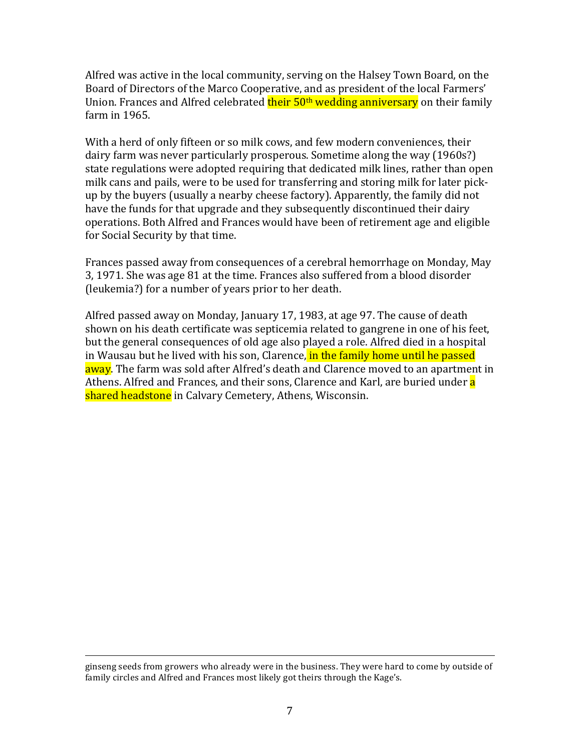Alfred was active in the local community, serving on the Halsey Town Board, on the Board of Directors of the Marco Cooperative, and as president of the local Farmers' Union. Frances and Alfred celebrated their 50th wedding anniversary on their family farm in 1965.

With a herd of only fifteen or so milk cows, and few modern conveniences, their dairy farm was never particularly prosperous. Sometime along the way (1960s?) state regulations were adopted requiring that dedicated milk lines, rather than open milk cans and pails, were to be used for transferring and storing milk for later pick-up by the buyers (usually a nearby cheese factory). Apparently, the family did not have the funds for that upgrade and they subsequently discontinued their dairy operations. Both Alfred and Frances would have been of retirement age and eligible for Social Security by that time.

Frances passed away from consequences of a cerebral hemorrhage on Monday, May 3, 1971. She was age 81 at the time. Frances also suffered from a blood disorder (leukemia?) for a number of years prior to her death.

Alfred passed away on Monday, January 17, 1983, at age 97. The cause of death shown on his death certificate was septicemia related to gangrene in one of his feet, but the general consequences of old age also played a role. Alfred died in a hospital in Wausau but he lived with his son, Clarence, in the family home until he passed away. The farm was sold after Alfred's death and Clarence moved to an apartment in Athens. Alfred and Frances, and their sons, Clarence and Karl, are buried under a shared headstone in Calvary Cemetery, Athens, Wisconsin.

---

ginseng seeds from growers who already were in the business. They were hard to come by outside of family circles and Alfred and Frances most likely got theirs through the Kage's.